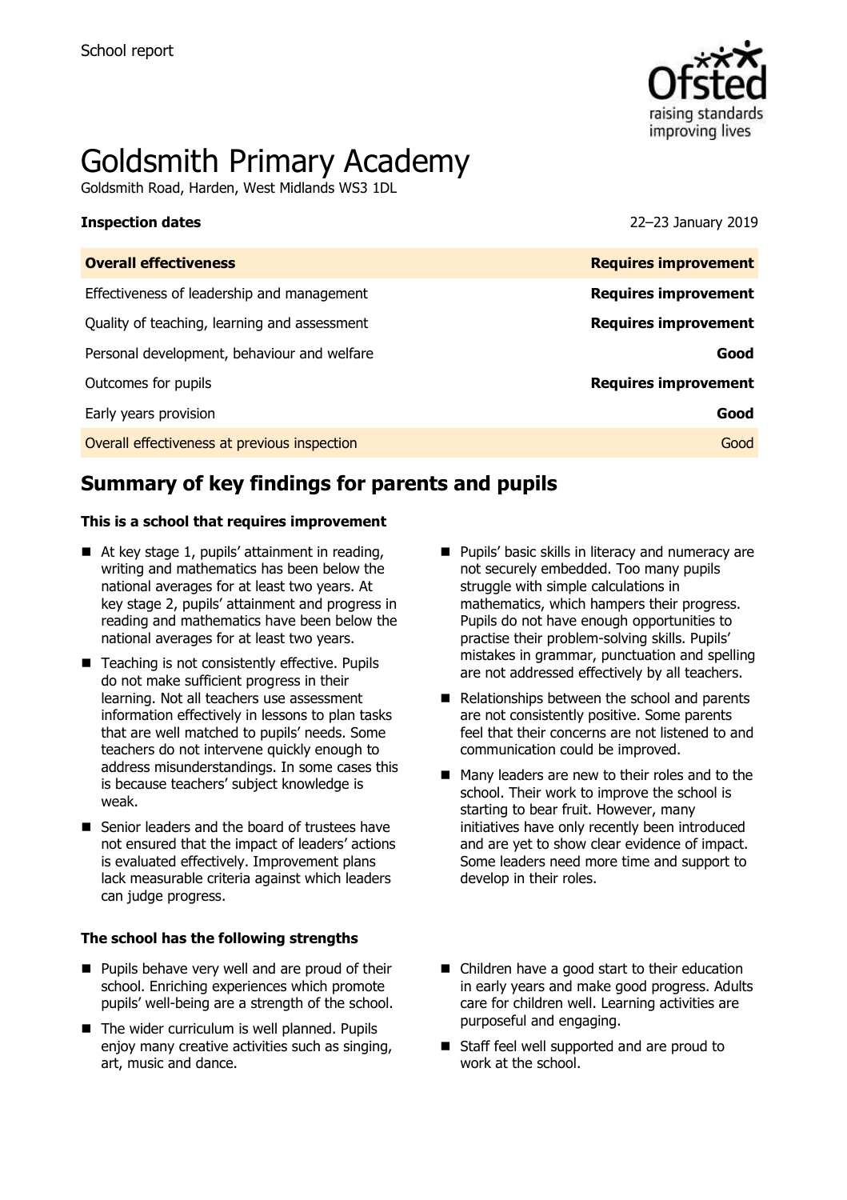School report

# Goldsmith Primary Academy

Goldsmith Road, Harden, West Midlands WS3 1DL

**Inspection dates** 22–23 January 2019

| **Overall effectiveness** | **Requires improvement** |
| --- | --- |
| Effectiveness of leadership and management | **Requires improvement** |
| Quality of teaching, learning and assessment | **Requires improvement** |
| Personal development, behaviour and welfare | **Good** |
| Outcomes for pupils | **Requires improvement** |
| Early years provision | **Good** |
| Overall effectiveness at previous inspection | Good |

## Summary of key findings for parents and pupils

### This is a school that requires improvement

- At key stage 1, pupils' attainment in reading, writing and mathematics has been below the national averages for at least two years. At key stage 2, pupils' attainment and progress in reading and mathematics have been below the national averages for at least two years.
- Teaching is not consistently effective. Pupils do not make sufficient progress in their learning. Not all teachers use assessment information effectively in lessons to plan tasks that are well matched to pupils' needs. Some teachers do not intervene quickly enough to address misunderstandings. In some cases this is because teachers' subject knowledge is weak.
- Senior leaders and the board of trustees have not ensured that the impact of leaders' actions is evaluated effectively. Improvement plans lack measurable criteria against which leaders can judge progress.
- Pupils' basic skills in literacy and numeracy are not securely embedded. Too many pupils struggle with simple calculations in mathematics, which hampers their progress. Pupils do not have enough opportunities to practise their problem-solving skills. Pupils' mistakes in grammar, punctuation and spelling are not addressed effectively by all teachers.
- Relationships between the school and parents are not consistently positive. Some parents feel that their concerns are not listened to and communication could be improved.
- Many leaders are new to their roles and to the school. Their work to improve the school is starting to bear fruit. However, many initiatives have only recently been introduced and are yet to show clear evidence of impact. Some leaders need more time and support to develop in their roles.

### The school has the following strengths

- Pupils behave very well and are proud of their school. Enriching experiences which promote pupils' well-being are a strength of the school.
- The wider curriculum is well planned. Pupils enjoy many creative activities such as singing, art, music and dance.
- Children have a good start to their education in early years and make good progress. Adults care for children well. Learning activities are purposeful and engaging.
- Staff feel well supported and are proud to work at the school.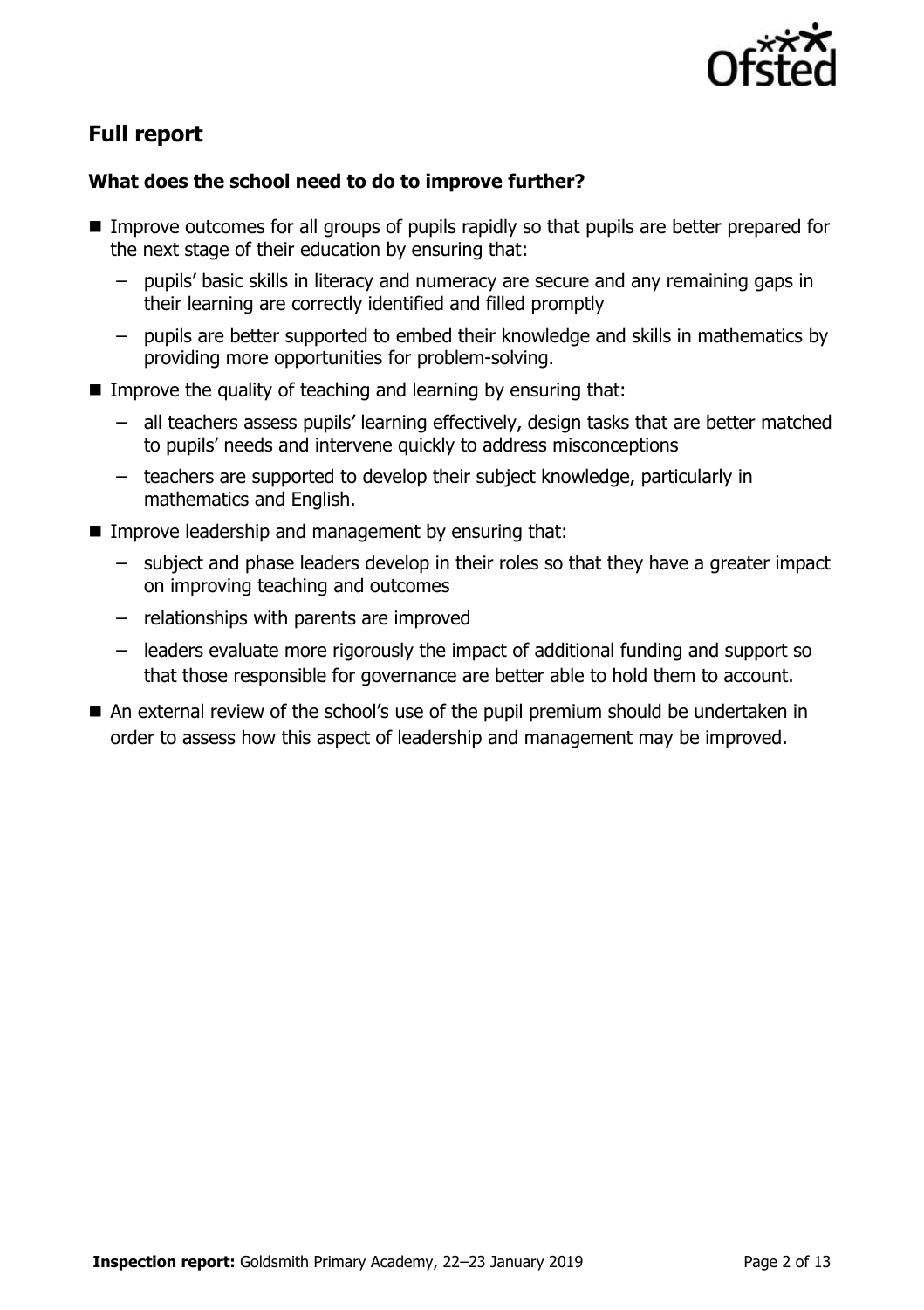## Full report

### What does the school need to do to improve further?

- Improve outcomes for all groups of pupils rapidly so that pupils are better prepared for the next stage of their education by ensuring that:
  - pupils' basic skills in literacy and numeracy are secure and any remaining gaps in their learning are correctly identified and filled promptly
  - pupils are better supported to embed their knowledge and skills in mathematics by providing more opportunities for problem-solving.
- Improve the quality of teaching and learning by ensuring that:
  - all teachers assess pupils' learning effectively, design tasks that are better matched to pupils' needs and intervene quickly to address misconceptions
  - teachers are supported to develop their subject knowledge, particularly in mathematics and English.
- Improve leadership and management by ensuring that:
  - subject and phase leaders develop in their roles so that they have a greater impact on improving teaching and outcomes
  - relationships with parents are improved
  - leaders evaluate more rigorously the impact of additional funding and support so that those responsible for governance are better able to hold them to account.
- An external review of the school's use of the pupil premium should be undertaken in order to assess how this aspect of leadership and management may be improved.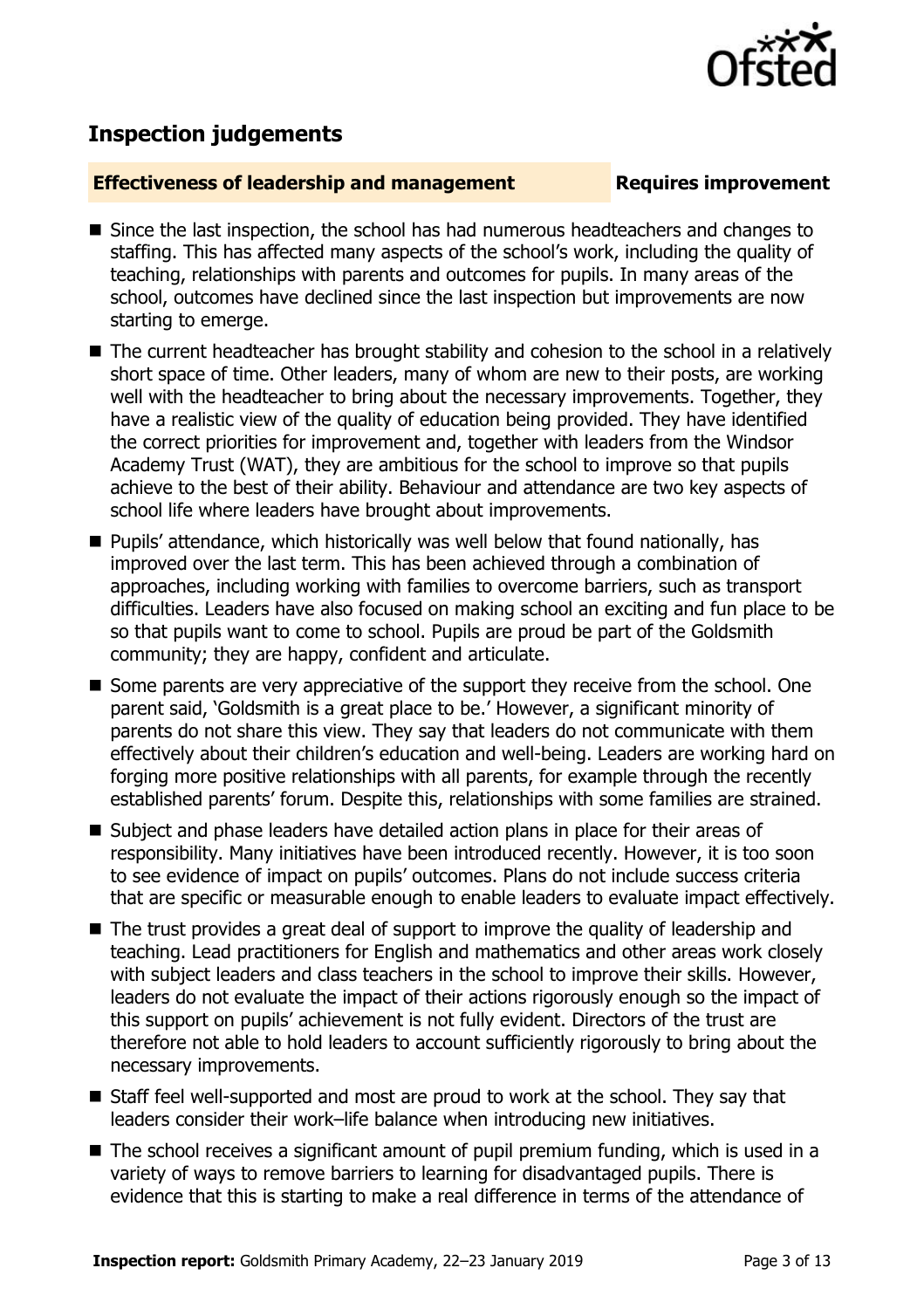## Inspection judgements

### Effectiveness of leadership and management — Requires improvement

- Since the last inspection, the school has had numerous headteachers and changes to staffing. This has affected many aspects of the school's work, including the quality of teaching, relationships with parents and outcomes for pupils. In many areas of the school, outcomes have declined since the last inspection but improvements are now starting to emerge.
- The current headteacher has brought stability and cohesion to the school in a relatively short space of time. Other leaders, many of whom are new to their posts, are working well with the headteacher to bring about the necessary improvements. Together, they have a realistic view of the quality of education being provided. They have identified the correct priorities for improvement and, together with leaders from the Windsor Academy Trust (WAT), they are ambitious for the school to improve so that pupils achieve to the best of their ability. Behaviour and attendance are two key aspects of school life where leaders have brought about improvements.
- Pupils' attendance, which historically was well below that found nationally, has improved over the last term. This has been achieved through a combination of approaches, including working with families to overcome barriers, such as transport difficulties. Leaders have also focused on making school an exciting and fun place to be so that pupils want to come to school. Pupils are proud be part of the Goldsmith community; they are happy, confident and articulate.
- Some parents are very appreciative of the support they receive from the school. One parent said, 'Goldsmith is a great place to be.' However, a significant minority of parents do not share this view. They say that leaders do not communicate with them effectively about their children's education and well-being. Leaders are working hard on forging more positive relationships with all parents, for example through the recently established parents' forum. Despite this, relationships with some families are strained.
- Subject and phase leaders have detailed action plans in place for their areas of responsibility. Many initiatives have been introduced recently. However, it is too soon to see evidence of impact on pupils' outcomes. Plans do not include success criteria that are specific or measurable enough to enable leaders to evaluate impact effectively.
- The trust provides a great deal of support to improve the quality of leadership and teaching. Lead practitioners for English and mathematics and other areas work closely with subject leaders and class teachers in the school to improve their skills. However, leaders do not evaluate the impact of their actions rigorously enough so the impact of this support on pupils' achievement is not fully evident. Directors of the trust are therefore not able to hold leaders to account sufficiently rigorously to bring about the necessary improvements.
- Staff feel well-supported and most are proud to work at the school. They say that leaders consider their work–life balance when introducing new initiatives.
- The school receives a significant amount of pupil premium funding, which is used in a variety of ways to remove barriers to learning for disadvantaged pupils. There is evidence that this is starting to make a real difference in terms of the attendance of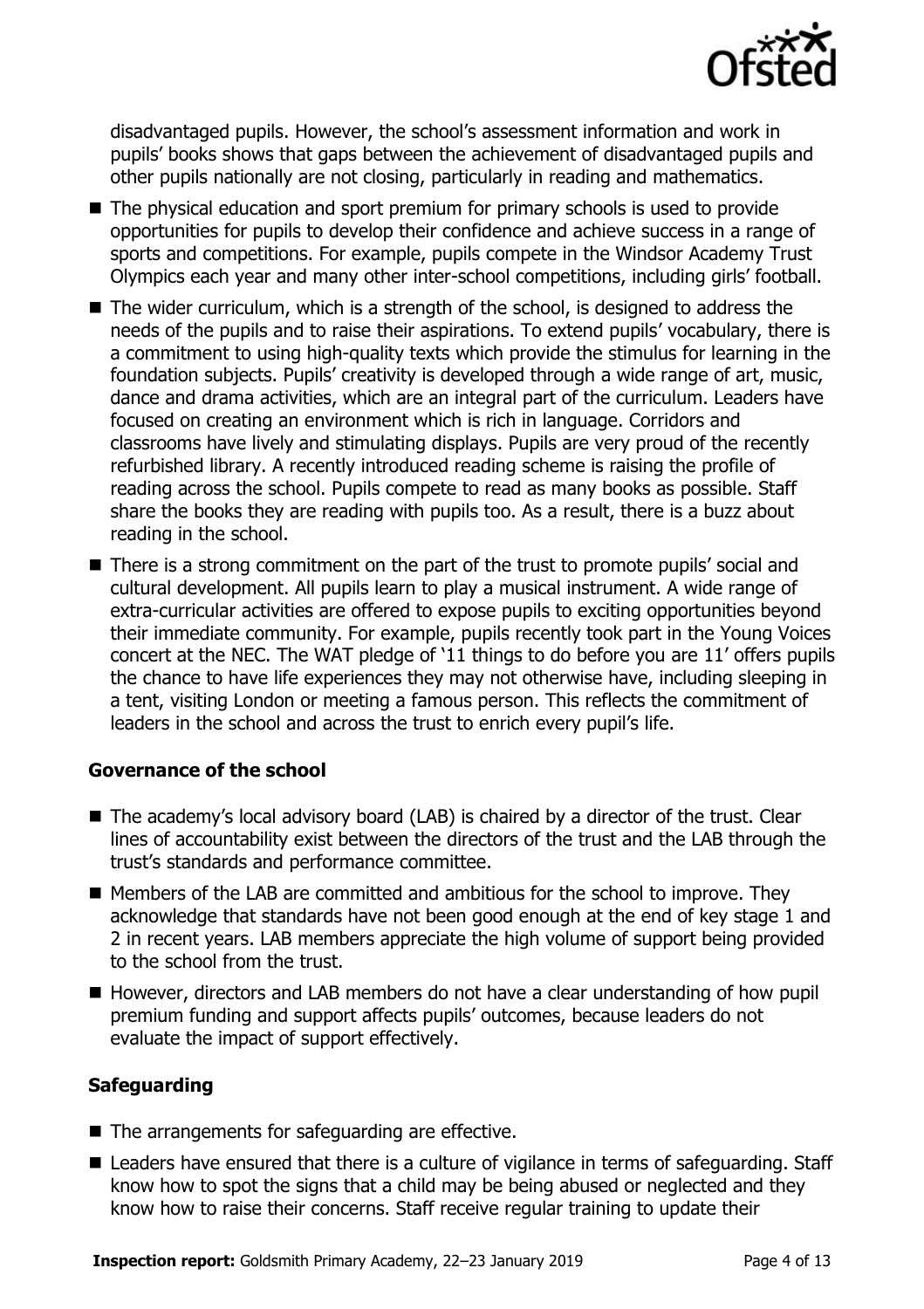disadvantaged pupils. However, the school's assessment information and work in pupils' books shows that gaps between the achievement of disadvantaged pupils and other pupils nationally are not closing, particularly in reading and mathematics.

- The physical education and sport premium for primary schools is used to provide opportunities for pupils to develop their confidence and achieve success in a range of sports and competitions. For example, pupils compete in the Windsor Academy Trust Olympics each year and many other inter-school competitions, including girls' football.
- The wider curriculum, which is a strength of the school, is designed to address the needs of the pupils and to raise their aspirations. To extend pupils' vocabulary, there is a commitment to using high-quality texts which provide the stimulus for learning in the foundation subjects. Pupils' creativity is developed through a wide range of art, music, dance and drama activities, which are an integral part of the curriculum. Leaders have focused on creating an environment which is rich in language. Corridors and classrooms have lively and stimulating displays. Pupils are very proud of the recently refurbished library. A recently introduced reading scheme is raising the profile of reading across the school. Pupils compete to read as many books as possible. Staff share the books they are reading with pupils too. As a result, there is a buzz about reading in the school.
- There is a strong commitment on the part of the trust to promote pupils' social and cultural development. All pupils learn to play a musical instrument. A wide range of extra-curricular activities are offered to expose pupils to exciting opportunities beyond their immediate community. For example, pupils recently took part in the Young Voices concert at the NEC. The WAT pledge of '11 things to do before you are 11' offers pupils the chance to have life experiences they may not otherwise have, including sleeping in a tent, visiting London or meeting a famous person. This reflects the commitment of leaders in the school and across the trust to enrich every pupil's life.

### Governance of the school

- The academy's local advisory board (LAB) is chaired by a director of the trust. Clear lines of accountability exist between the directors of the trust and the LAB through the trust's standards and performance committee.
- Members of the LAB are committed and ambitious for the school to improve. They acknowledge that standards have not been good enough at the end of key stage 1 and 2 in recent years. LAB members appreciate the high volume of support being provided to the school from the trust.
- However, directors and LAB members do not have a clear understanding of how pupil premium funding and support affects pupils' outcomes, because leaders do not evaluate the impact of support effectively.

### Safeguarding

- The arrangements for safeguarding are effective.
- Leaders have ensured that there is a culture of vigilance in terms of safeguarding. Staff know how to spot the signs that a child may be being abused or neglected and they know how to raise their concerns. Staff receive regular training to update their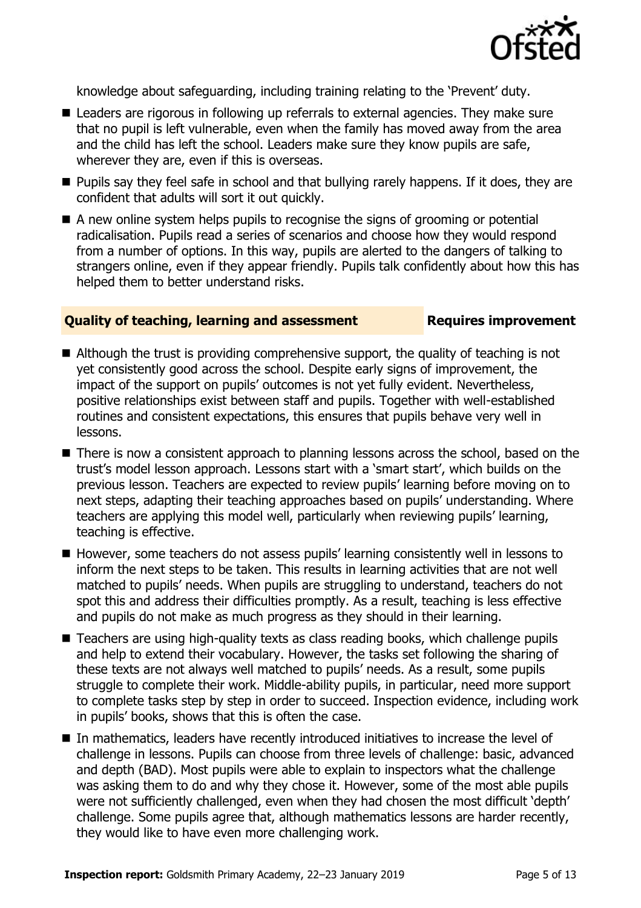knowledge about safeguarding, including training relating to the 'Prevent' duty.

- Leaders are rigorous in following up referrals to external agencies. They make sure that no pupil is left vulnerable, even when the family has moved away from the area and the child has left the school. Leaders make sure they know pupils are safe, wherever they are, even if this is overseas.
- Pupils say they feel safe in school and that bullying rarely happens. If it does, they are confident that adults will sort it out quickly.
- A new online system helps pupils to recognise the signs of grooming or potential radicalisation. Pupils read a series of scenarios and choose how they would respond from a number of options. In this way, pupils are alerted to the dangers of talking to strangers online, even if they appear friendly. Pupils talk confidently about how this has helped them to better understand risks.

## Quality of teaching, learning and assessment — Requires improvement

- Although the trust is providing comprehensive support, the quality of teaching is not yet consistently good across the school. Despite early signs of improvement, the impact of the support on pupils' outcomes is not yet fully evident. Nevertheless, positive relationships exist between staff and pupils. Together with well-established routines and consistent expectations, this ensures that pupils behave very well in lessons.
- There is now a consistent approach to planning lessons across the school, based on the trust's model lesson approach. Lessons start with a 'smart start', which builds on the previous lesson. Teachers are expected to review pupils' learning before moving on to next steps, adapting their teaching approaches based on pupils' understanding. Where teachers are applying this model well, particularly when reviewing pupils' learning, teaching is effective.
- However, some teachers do not assess pupils' learning consistently well in lessons to inform the next steps to be taken. This results in learning activities that are not well matched to pupils' needs. When pupils are struggling to understand, teachers do not spot this and address their difficulties promptly. As a result, teaching is less effective and pupils do not make as much progress as they should in their learning.
- Teachers are using high-quality texts as class reading books, which challenge pupils and help to extend their vocabulary. However, the tasks set following the sharing of these texts are not always well matched to pupils' needs. As a result, some pupils struggle to complete their work. Middle-ability pupils, in particular, need more support to complete tasks step by step in order to succeed. Inspection evidence, including work in pupils' books, shows that this is often the case.
- In mathematics, leaders have recently introduced initiatives to increase the level of challenge in lessons. Pupils can choose from three levels of challenge: basic, advanced and depth (BAD). Most pupils were able to explain to inspectors what the challenge was asking them to do and why they chose it. However, some of the most able pupils were not sufficiently challenged, even when they had chosen the most difficult 'depth' challenge. Some pupils agree that, although mathematics lessons are harder recently, they would like to have even more challenging work.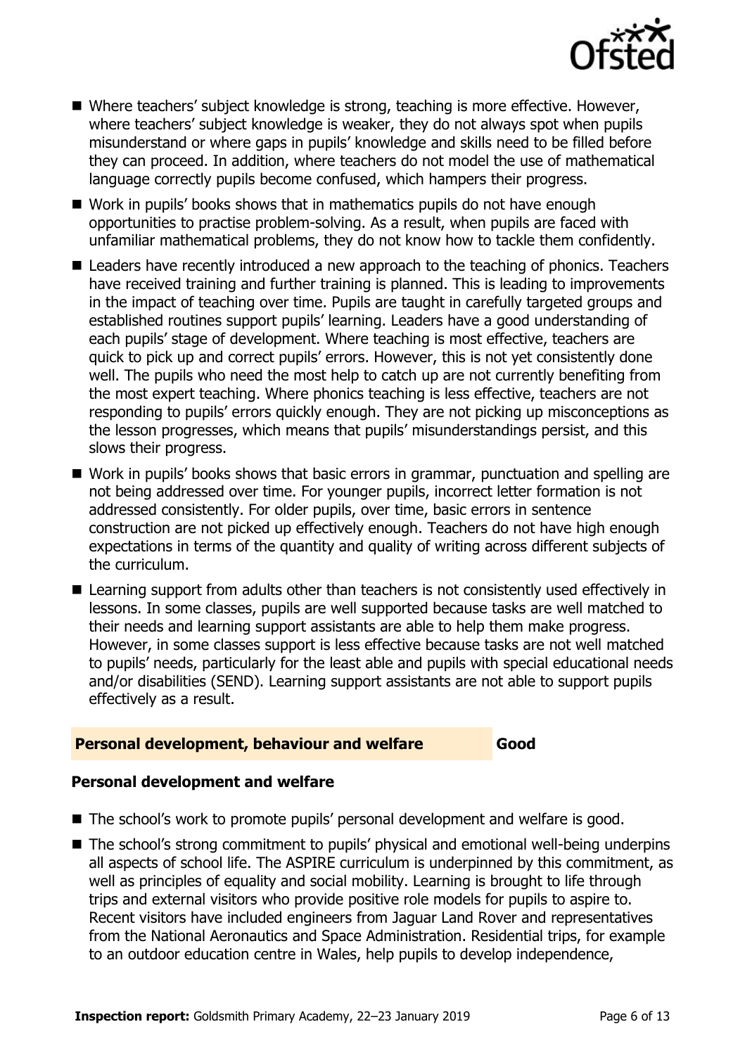- Where teachers' subject knowledge is strong, teaching is more effective. However, where teachers' subject knowledge is weaker, they do not always spot when pupils misunderstand or where gaps in pupils' knowledge and skills need to be filled before they can proceed. In addition, where teachers do not model the use of mathematical language correctly pupils become confused, which hampers their progress.
- Work in pupils' books shows that in mathematics pupils do not have enough opportunities to practise problem-solving. As a result, when pupils are faced with unfamiliar mathematical problems, they do not know how to tackle them confidently.
- Leaders have recently introduced a new approach to the teaching of phonics. Teachers have received training and further training is planned. This is leading to improvements in the impact of teaching over time. Pupils are taught in carefully targeted groups and established routines support pupils' learning. Leaders have a good understanding of each pupils' stage of development. Where teaching is most effective, teachers are quick to pick up and correct pupils' errors. However, this is not yet consistently done well. The pupils who need the most help to catch up are not currently benefiting from the most expert teaching. Where phonics teaching is less effective, teachers are not responding to pupils' errors quickly enough. They are not picking up misconceptions as the lesson progresses, which means that pupils' misunderstandings persist, and this slows their progress.
- Work in pupils' books shows that basic errors in grammar, punctuation and spelling are not being addressed over time. For younger pupils, incorrect letter formation is not addressed consistently. For older pupils, over time, basic errors in sentence construction are not picked up effectively enough. Teachers do not have high enough expectations in terms of the quantity and quality of writing across different subjects of the curriculum.
- Learning support from adults other than teachers is not consistently used effectively in lessons. In some classes, pupils are well supported because tasks are well matched to their needs and learning support assistants are able to help them make progress. However, in some classes support is less effective because tasks are not well matched to pupils' needs, particularly for the least able and pupils with special educational needs and/or disabilities (SEND). Learning support assistants are not able to support pupils effectively as a result.

## Personal development, behaviour and welfare — Good

### Personal development and welfare

- The school's work to promote pupils' personal development and welfare is good.
- The school's strong commitment to pupils' physical and emotional well-being underpins all aspects of school life. The ASPIRE curriculum is underpinned by this commitment, as well as principles of equality and social mobility. Learning is brought to life through trips and external visitors who provide positive role models for pupils to aspire to. Recent visitors have included engineers from Jaguar Land Rover and representatives from the National Aeronautics and Space Administration. Residential trips, for example to an outdoor education centre in Wales, help pupils to develop independence,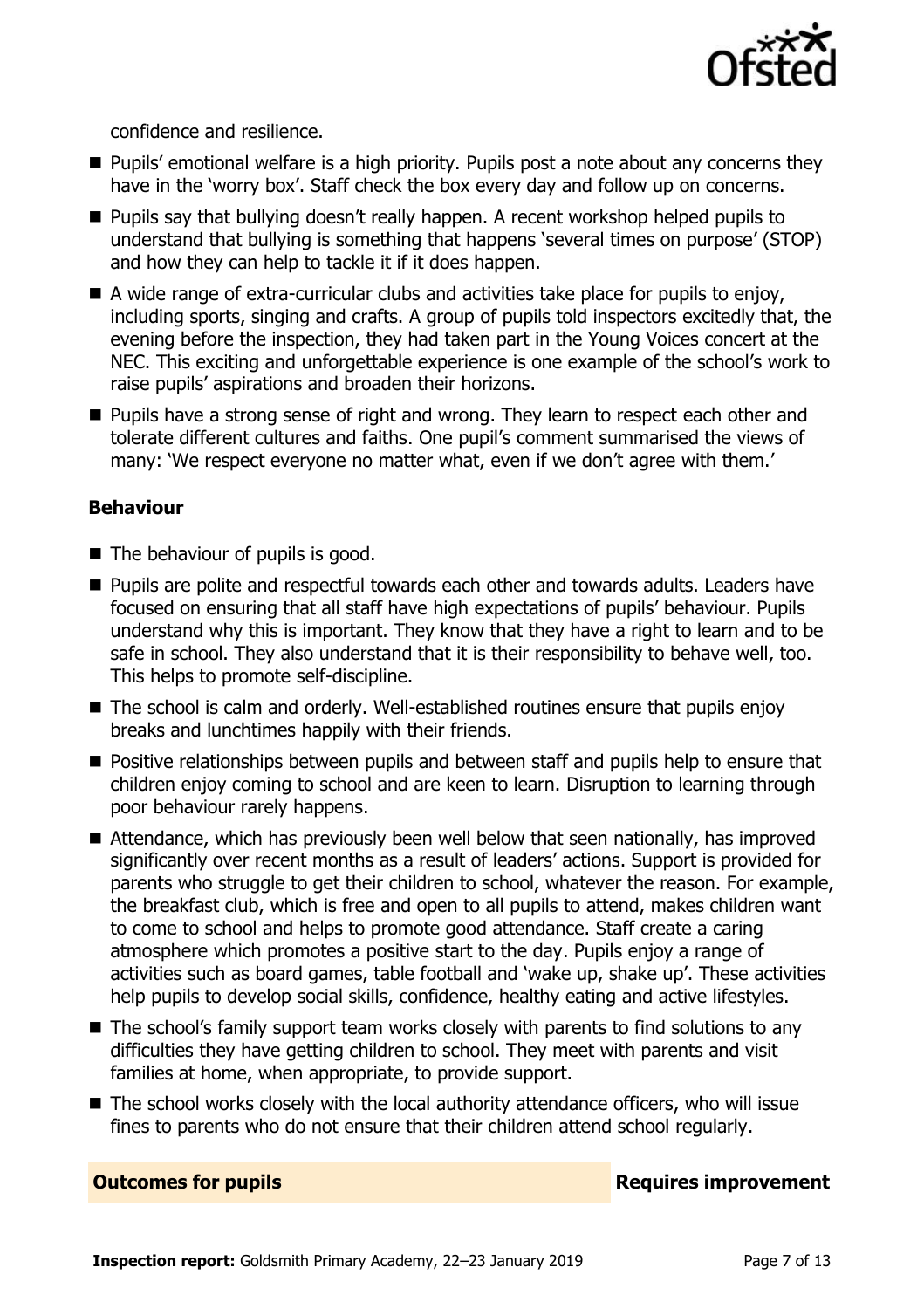confidence and resilience.

- Pupils' emotional welfare is a high priority. Pupils post a note about any concerns they have in the 'worry box'. Staff check the box every day and follow up on concerns.
- Pupils say that bullying doesn't really happen. A recent workshop helped pupils to understand that bullying is something that happens 'several times on purpose' (STOP) and how they can help to tackle it if it does happen.
- A wide range of extra-curricular clubs and activities take place for pupils to enjoy, including sports, singing and crafts. A group of pupils told inspectors excitedly that, the evening before the inspection, they had taken part in the Young Voices concert at the NEC. This exciting and unforgettable experience is one example of the school's work to raise pupils' aspirations and broaden their horizons.
- Pupils have a strong sense of right and wrong. They learn to respect each other and tolerate different cultures and faiths. One pupil's comment summarised the views of many: 'We respect everyone no matter what, even if we don't agree with them.'

### Behaviour

- The behaviour of pupils is good.
- Pupils are polite and respectful towards each other and towards adults. Leaders have focused on ensuring that all staff have high expectations of pupils' behaviour. Pupils understand why this is important. They know that they have a right to learn and to be safe in school. They also understand that it is their responsibility to behave well, too. This helps to promote self-discipline.
- The school is calm and orderly. Well-established routines ensure that pupils enjoy breaks and lunchtimes happily with their friends.
- Positive relationships between pupils and between staff and pupils help to ensure that children enjoy coming to school and are keen to learn. Disruption to learning through poor behaviour rarely happens.
- Attendance, which has previously been well below that seen nationally, has improved significantly over recent months as a result of leaders' actions. Support is provided for parents who struggle to get their children to school, whatever the reason. For example, the breakfast club, which is free and open to all pupils to attend, makes children want to come to school and helps to promote good attendance. Staff create a caring atmosphere which promotes a positive start to the day. Pupils enjoy a range of activities such as board games, table football and 'wake up, shake up'. These activities help pupils to develop social skills, confidence, healthy eating and active lifestyles.
- The school's family support team works closely with parents to find solutions to any difficulties they have getting children to school. They meet with parents and visit families at home, when appropriate, to provide support.
- The school works closely with the local authority attendance officers, who will issue fines to parents who do not ensure that their children attend school regularly.

## Outcomes for pupils — Requires improvement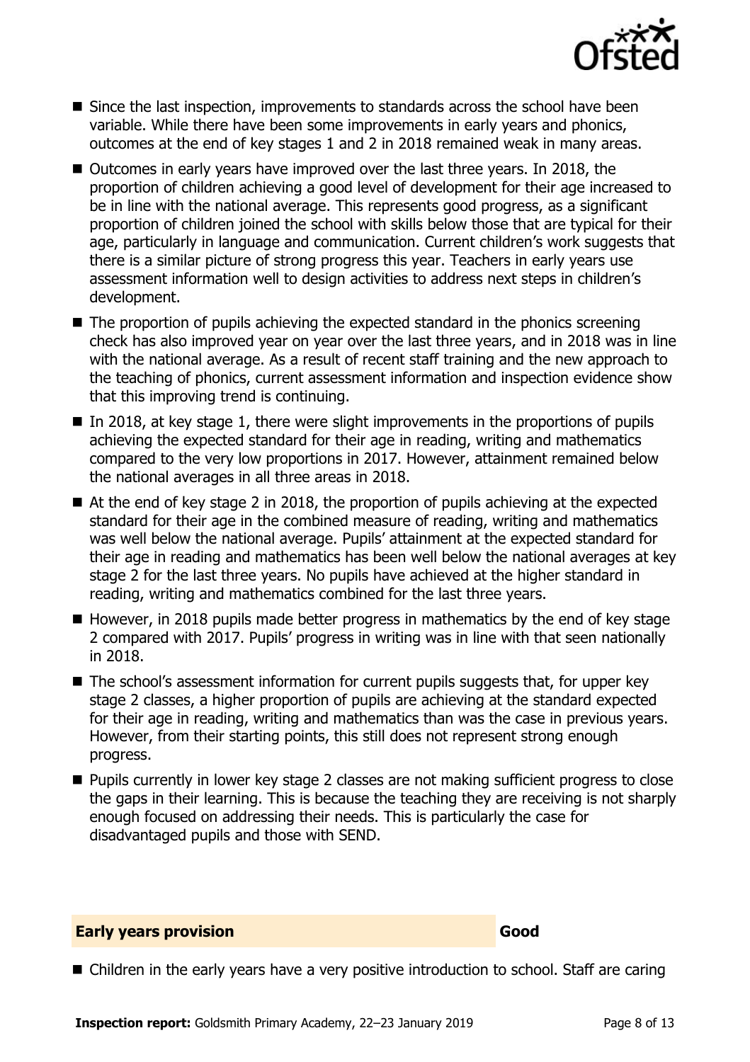- Since the last inspection, improvements to standards across the school have been variable. While there have been some improvements in early years and phonics, outcomes at the end of key stages 1 and 2 in 2018 remained weak in many areas.
- Outcomes in early years have improved over the last three years. In 2018, the proportion of children achieving a good level of development for their age increased to be in line with the national average. This represents good progress, as a significant proportion of children joined the school with skills below those that are typical for their age, particularly in language and communication. Current children's work suggests that there is a similar picture of strong progress this year. Teachers in early years use assessment information well to design activities to address next steps in children's development.
- The proportion of pupils achieving the expected standard in the phonics screening check has also improved year on year over the last three years, and in 2018 was in line with the national average. As a result of recent staff training and the new approach to the teaching of phonics, current assessment information and inspection evidence show that this improving trend is continuing.
- In 2018, at key stage 1, there were slight improvements in the proportions of pupils achieving the expected standard for their age in reading, writing and mathematics compared to the very low proportions in 2017. However, attainment remained below the national averages in all three areas in 2018.
- At the end of key stage 2 in 2018, the proportion of pupils achieving at the expected standard for their age in the combined measure of reading, writing and mathematics was well below the national average. Pupils' attainment at the expected standard for their age in reading and mathematics has been well below the national averages at key stage 2 for the last three years. No pupils have achieved at the higher standard in reading, writing and mathematics combined for the last three years.
- However, in 2018 pupils made better progress in mathematics by the end of key stage 2 compared with 2017. Pupils' progress in writing was in line with that seen nationally in 2018.
- The school's assessment information for current pupils suggests that, for upper key stage 2 classes, a higher proportion of pupils are achieving at the standard expected for their age in reading, writing and mathematics than was the case in previous years. However, from their starting points, this still does not represent strong enough progress.
- Pupils currently in lower key stage 2 classes are not making sufficient progress to close the gaps in their learning. This is because the teaching they are receiving is not sharply enough focused on addressing their needs. This is particularly the case for disadvantaged pupils and those with SEND.

## Early years provision — Good

- Children in the early years have a very positive introduction to school. Staff are caring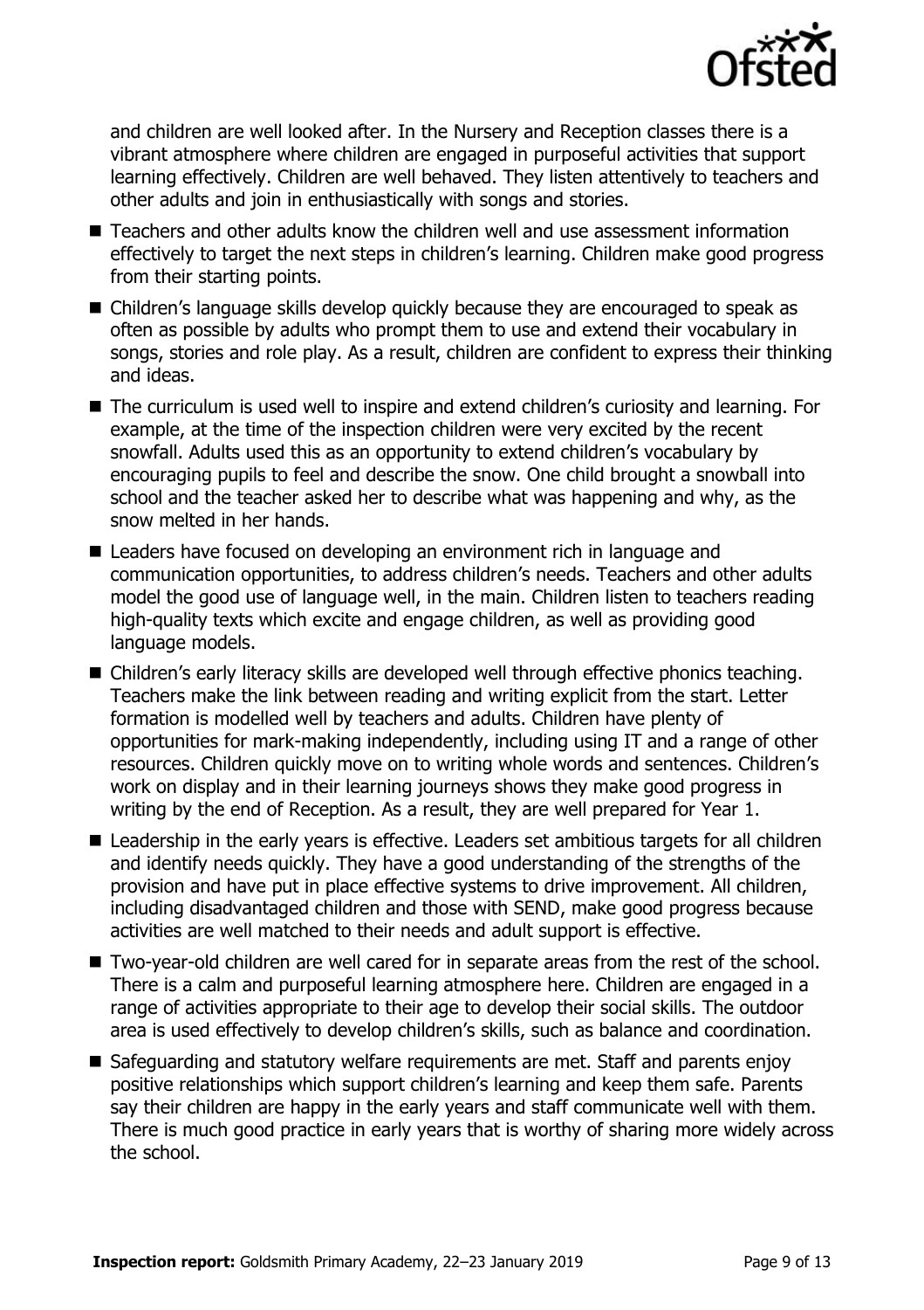and children are well looked after. In the Nursery and Reception classes there is a vibrant atmosphere where children are engaged in purposeful activities that support learning effectively. Children are well behaved. They listen attentively to teachers and other adults and join in enthusiastically with songs and stories.

- Teachers and other adults know the children well and use assessment information effectively to target the next steps in children's learning. Children make good progress from their starting points.
- Children's language skills develop quickly because they are encouraged to speak as often as possible by adults who prompt them to use and extend their vocabulary in songs, stories and role play. As a result, children are confident to express their thinking and ideas.
- The curriculum is used well to inspire and extend children's curiosity and learning. For example, at the time of the inspection children were very excited by the recent snowfall. Adults used this as an opportunity to extend children's vocabulary by encouraging pupils to feel and describe the snow. One child brought a snowball into school and the teacher asked her to describe what was happening and why, as the snow melted in her hands.
- Leaders have focused on developing an environment rich in language and communication opportunities, to address children's needs. Teachers and other adults model the good use of language well, in the main. Children listen to teachers reading high-quality texts which excite and engage children, as well as providing good language models.
- Children's early literacy skills are developed well through effective phonics teaching. Teachers make the link between reading and writing explicit from the start. Letter formation is modelled well by teachers and adults. Children have plenty of opportunities for mark-making independently, including using IT and a range of other resources. Children quickly move on to writing whole words and sentences. Children's work on display and in their learning journeys shows they make good progress in writing by the end of Reception. As a result, they are well prepared for Year 1.
- Leadership in the early years is effective. Leaders set ambitious targets for all children and identify needs quickly. They have a good understanding of the strengths of the provision and have put in place effective systems to drive improvement. All children, including disadvantaged children and those with SEND, make good progress because activities are well matched to their needs and adult support is effective.
- Two-year-old children are well cared for in separate areas from the rest of the school. There is a calm and purposeful learning atmosphere here. Children are engaged in a range of activities appropriate to their age to develop their social skills. The outdoor area is used effectively to develop children's skills, such as balance and coordination.
- Safeguarding and statutory welfare requirements are met. Staff and parents enjoy positive relationships which support children's learning and keep them safe. Parents say their children are happy in the early years and staff communicate well with them. There is much good practice in early years that is worthy of sharing more widely across the school.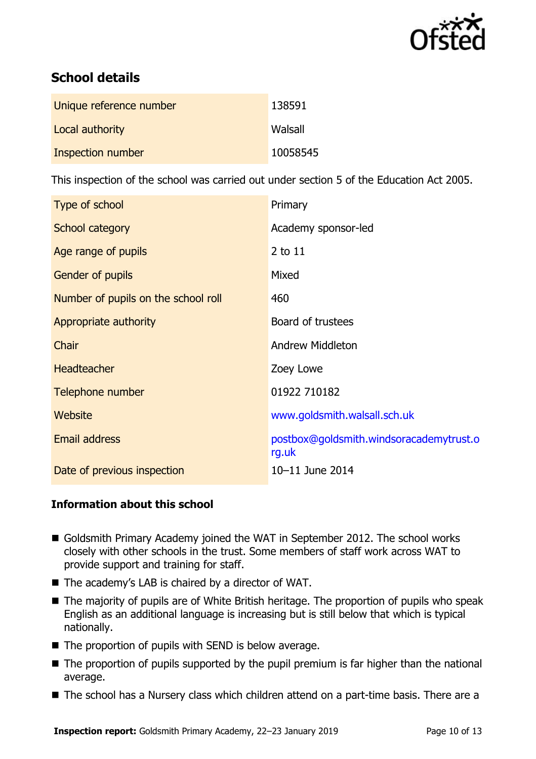## School details

| | |
|---|---|
| Unique reference number | 138591 |
| Local authority | Walsall |
| Inspection number | 10058545 |

This inspection of the school was carried out under section 5 of the Education Act 2005.

| | |
|---|---|
| Type of school | Primary |
| School category | Academy sponsor-led |
| Age range of pupils | 2 to 11 |
| Gender of pupils | Mixed |
| Number of pupils on the school roll | 460 |
| Appropriate authority | Board of trustees |
| Chair | Andrew Middleton |
| Headteacher | Zoey Lowe |
| Telephone number | 01922 710182 |
| Website | www.goldsmith.walsall.sch.uk |
| Email address | postbox@goldsmith.windsoracademytrust.org.uk |
| Date of previous inspection | 10–11 June 2014 |

### Information about this school

- Goldsmith Primary Academy joined the WAT in September 2012. The school works closely with other schools in the trust. Some members of staff work across WAT to provide support and training for staff.
- The academy's LAB is chaired by a director of WAT.
- The majority of pupils are of White British heritage. The proportion of pupils who speak English as an additional language is increasing but is still below that which is typical nationally.
- The proportion of pupils with SEND is below average.
- The proportion of pupils supported by the pupil premium is far higher than the national average.
- The school has a Nursery class which children attend on a part-time basis. There are a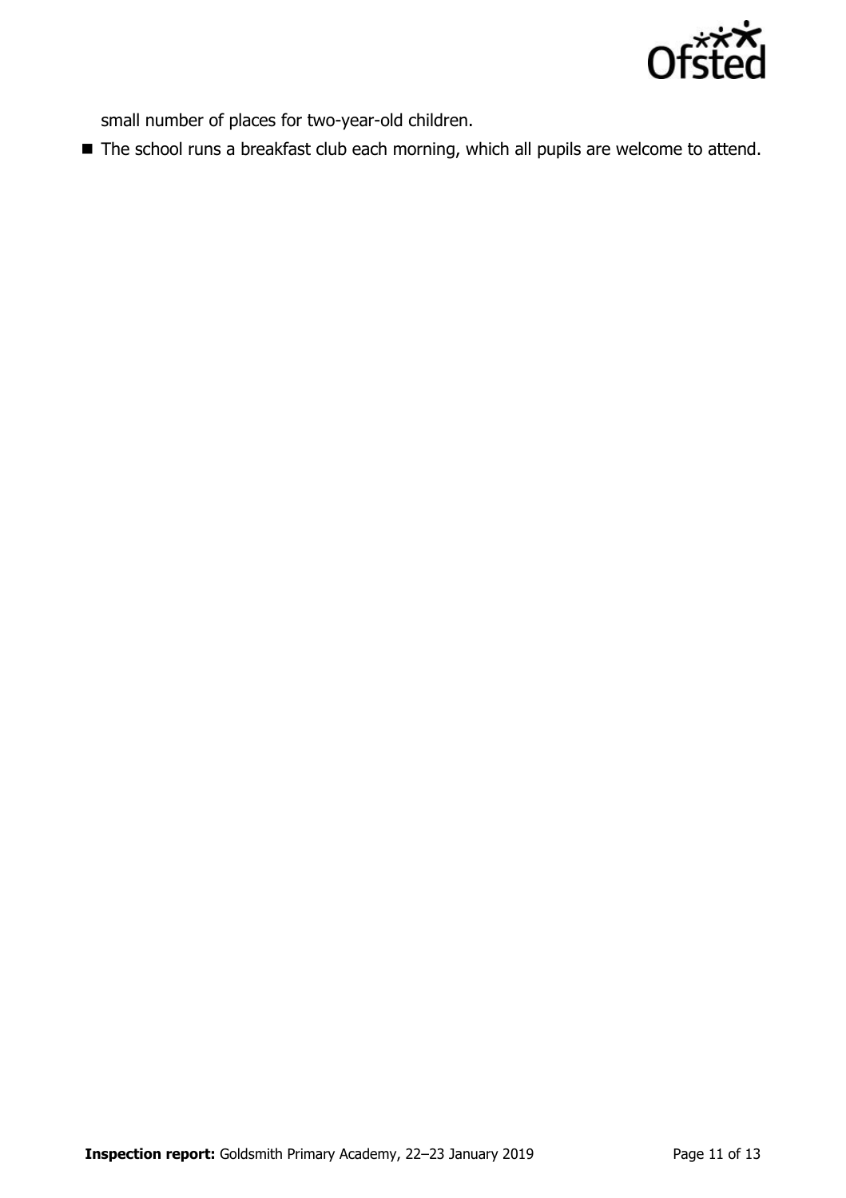small number of places for two-year-old children.

- The school runs a breakfast club each morning, which all pupils are welcome to attend.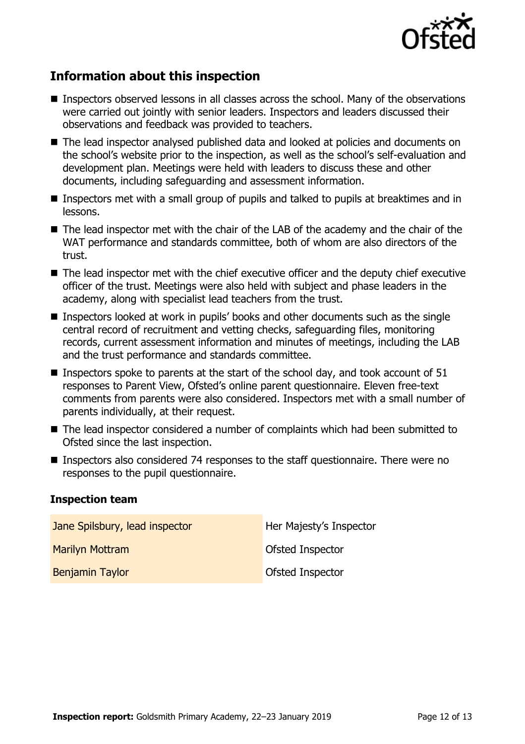## Information about this inspection

- Inspectors observed lessons in all classes across the school. Many of the observations were carried out jointly with senior leaders. Inspectors and leaders discussed their observations and feedback was provided to teachers.
- The lead inspector analysed published data and looked at policies and documents on the school's website prior to the inspection, as well as the school's self-evaluation and development plan. Meetings were held with leaders to discuss these and other documents, including safeguarding and assessment information.
- Inspectors met with a small group of pupils and talked to pupils at breaktimes and in lessons.
- The lead inspector met with the chair of the LAB of the academy and the chair of the WAT performance and standards committee, both of whom are also directors of the trust.
- The lead inspector met with the chief executive officer and the deputy chief executive officer of the trust. Meetings were also held with subject and phase leaders in the academy, along with specialist lead teachers from the trust.
- Inspectors looked at work in pupils' books and other documents such as the single central record of recruitment and vetting checks, safeguarding files, monitoring records, current assessment information and minutes of meetings, including the LAB and the trust performance and standards committee.
- Inspectors spoke to parents at the start of the school day, and took account of 51 responses to Parent View, Ofsted's online parent questionnaire. Eleven free-text comments from parents were also considered. Inspectors met with a small number of parents individually, at their request.
- The lead inspector considered a number of complaints which had been submitted to Ofsted since the last inspection.
- Inspectors also considered 74 responses to the staff questionnaire. There were no responses to the pupil questionnaire.

### Inspection team

| | |
|---|---|
| Jane Spilsbury, lead inspector | Her Majesty's Inspector |
| Marilyn Mottram | Ofsted Inspector |
| Benjamin Taylor | Ofsted Inspector |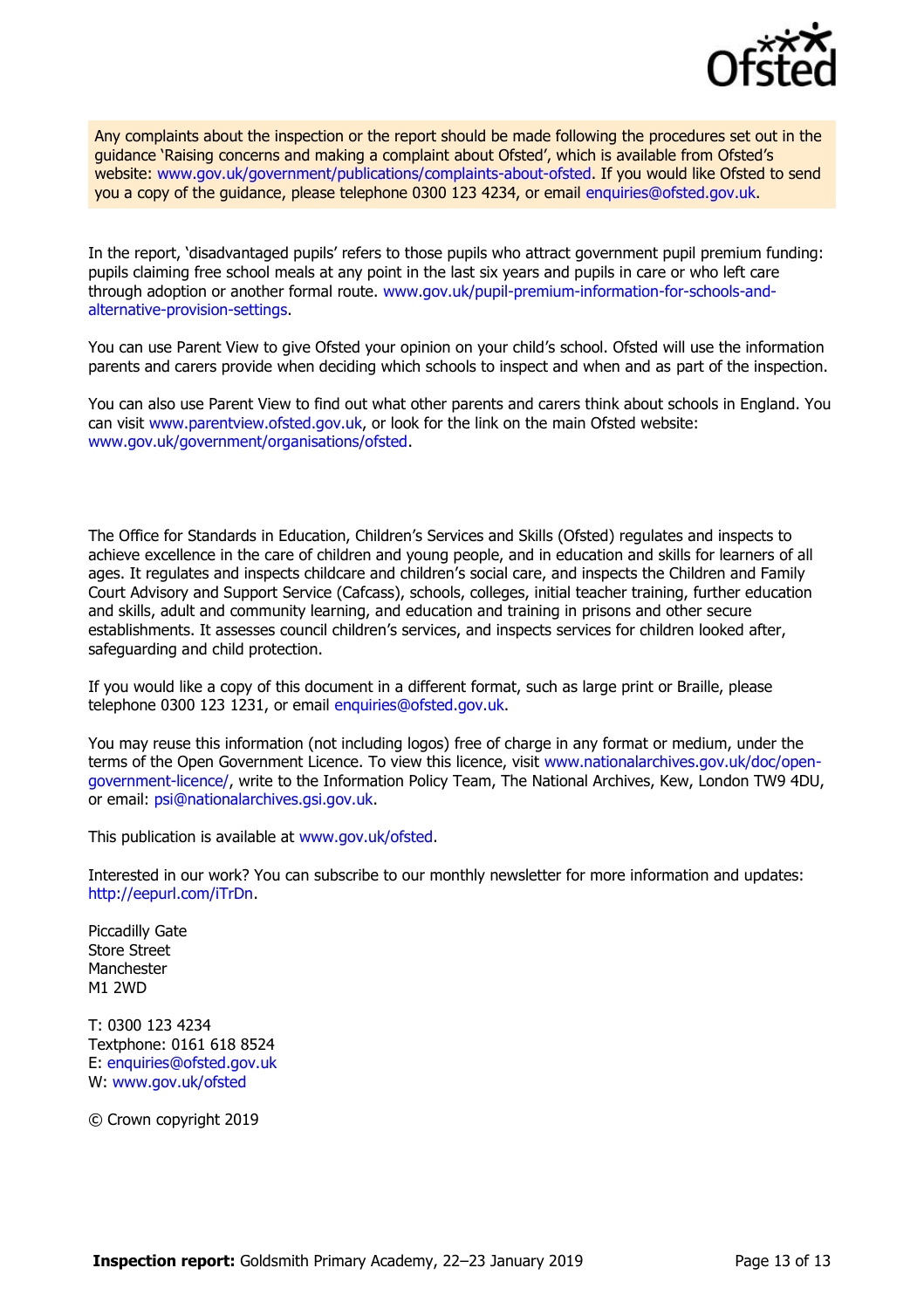Any complaints about the inspection or the report should be made following the procedures set out in the guidance 'Raising concerns and making a complaint about Ofsted', which is available from Ofsted's website: www.gov.uk/government/publications/complaints-about-ofsted. If you would like Ofsted to send you a copy of the guidance, please telephone 0300 123 4234, or email enquiries@ofsted.gov.uk.

In the report, 'disadvantaged pupils' refers to those pupils who attract government pupil premium funding: pupils claiming free school meals at any point in the last six years and pupils in care or who left care through adoption or another formal route. www.gov.uk/pupil-premium-information-for-schools-and-alternative-provision-settings.

You can use Parent View to give Ofsted your opinion on your child's school. Ofsted will use the information parents and carers provide when deciding which schools to inspect and when and as part of the inspection.

You can also use Parent View to find out what other parents and carers think about schools in England. You can visit www.parentview.ofsted.gov.uk, or look for the link on the main Ofsted website: www.gov.uk/government/organisations/ofsted.

The Office for Standards in Education, Children's Services and Skills (Ofsted) regulates and inspects to achieve excellence in the care of children and young people, and in education and skills for learners of all ages. It regulates and inspects childcare and children's social care, and inspects the Children and Family Court Advisory and Support Service (Cafcass), schools, colleges, initial teacher training, further education and skills, adult and community learning, and education and training in prisons and other secure establishments. It assesses council children's services, and inspects services for children looked after, safeguarding and child protection.

If you would like a copy of this document in a different format, such as large print or Braille, please telephone 0300 123 1231, or email enquiries@ofsted.gov.uk.

You may reuse this information (not including logos) free of charge in any format or medium, under the terms of the Open Government Licence. To view this licence, visit www.nationalarchives.gov.uk/doc/open-government-licence/, write to the Information Policy Team, The National Archives, Kew, London TW9 4DU, or email: psi@nationalarchives.gsi.gov.uk.

This publication is available at www.gov.uk/ofsted.

Interested in our work? You can subscribe to our monthly newsletter for more information and updates: http://eepurl.com/iTrDn.

Piccadilly Gate
Store Street
Manchester
M1 2WD

T: 0300 123 4234
Textphone: 0161 618 8524
E: enquiries@ofsted.gov.uk
W: www.gov.uk/ofsted

© Crown copyright 2019